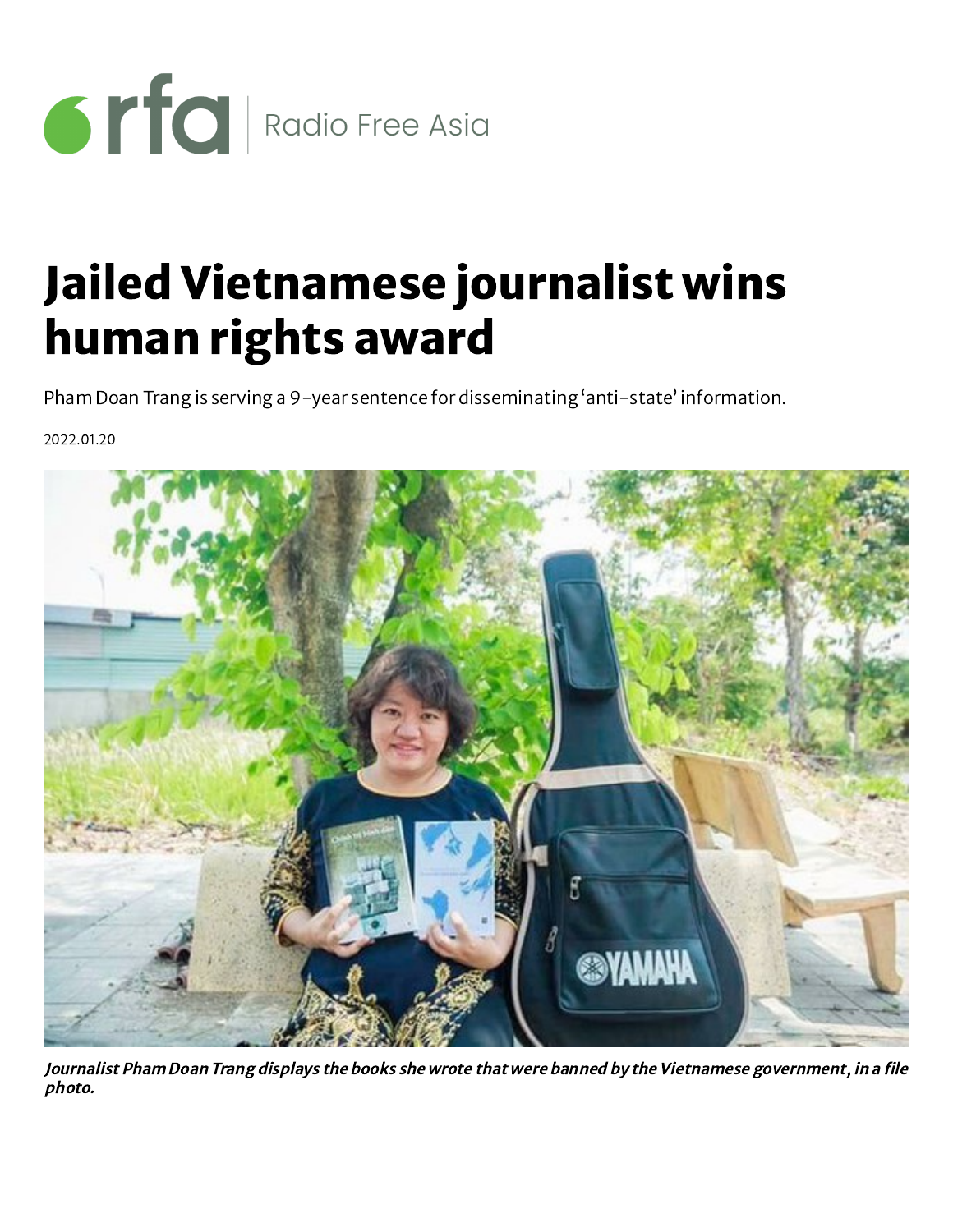rfa | Radio Free Asia

# Jailed Vietnamese journalist wins human rights award

Pham Doan Trang is serving a 9-year sentence for disseminating 'anti-state' information.

2022.01.20

***Journalist Pham Doan Trang displays the books she wrote that were banned by the Vietnamese government, in a file photo.***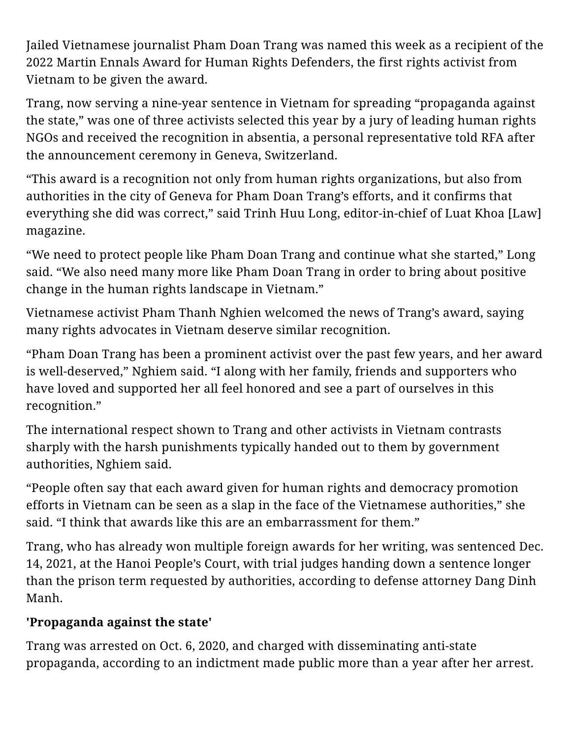Jailed Vietnamese journalist Pham Doan Trang was named this week as a recipient of the 2022 Martin Ennals Award for Human Rights Defenders, the first rights activist from Vietnam to be given the award.

Trang, now serving a nine-year sentence in Vietnam for spreading "propaganda against the state," was one of three activists selected this year by a jury of leading human rights NGOs and received the recognition in absentia, a personal representative told RFA after the announcement ceremony in Geneva, Switzerland.

"This award is a recognition not only from human rights organizations, but also from authorities in the city of Geneva for Pham Doan Trang's efforts, and it confirms that everything she did was correct," said Trinh Huu Long, editor-in-chief of Luat Khoa [Law] magazine.

"We need to protect people like Pham Doan Trang and continue what she started," Long said. "We also need many more like Pham Doan Trang in order to bring about positive change in the human rights landscape in Vietnam."

Vietnamese activist Pham Thanh Nghien welcomed the news of Trang's award, saying many rights advocates in Vietnam deserve similar recognition.

"Pham Doan Trang has been a prominent activist over the past few years, and her award is well-deserved," Nghiem said. "I along with her family, friends and supporters who have loved and supported her all feel honored and see a part of ourselves in this recognition."

The international respect shown to Trang and other activists in Vietnam contrasts sharply with the harsh punishments typically handed out to them by government authorities, Nghiem said.

"People often say that each award given for human rights and democracy promotion efforts in Vietnam can be seen as a slap in the face of the Vietnamese authorities," she said. "I think that awards like this are an embarrassment for them."

Trang, who has already won multiple foreign awards for her writing, was sentenced Dec. 14, 2021, at the Hanoi People's Court, with trial judges handing down a sentence longer than the prison term requested by authorities, according to defense attorney Dang Dinh Manh.

**'Propaganda against the state'**

Trang was arrested on Oct. 6, 2020, and charged with disseminating anti-state propaganda, according to an indictment made public more than a year after her arrest.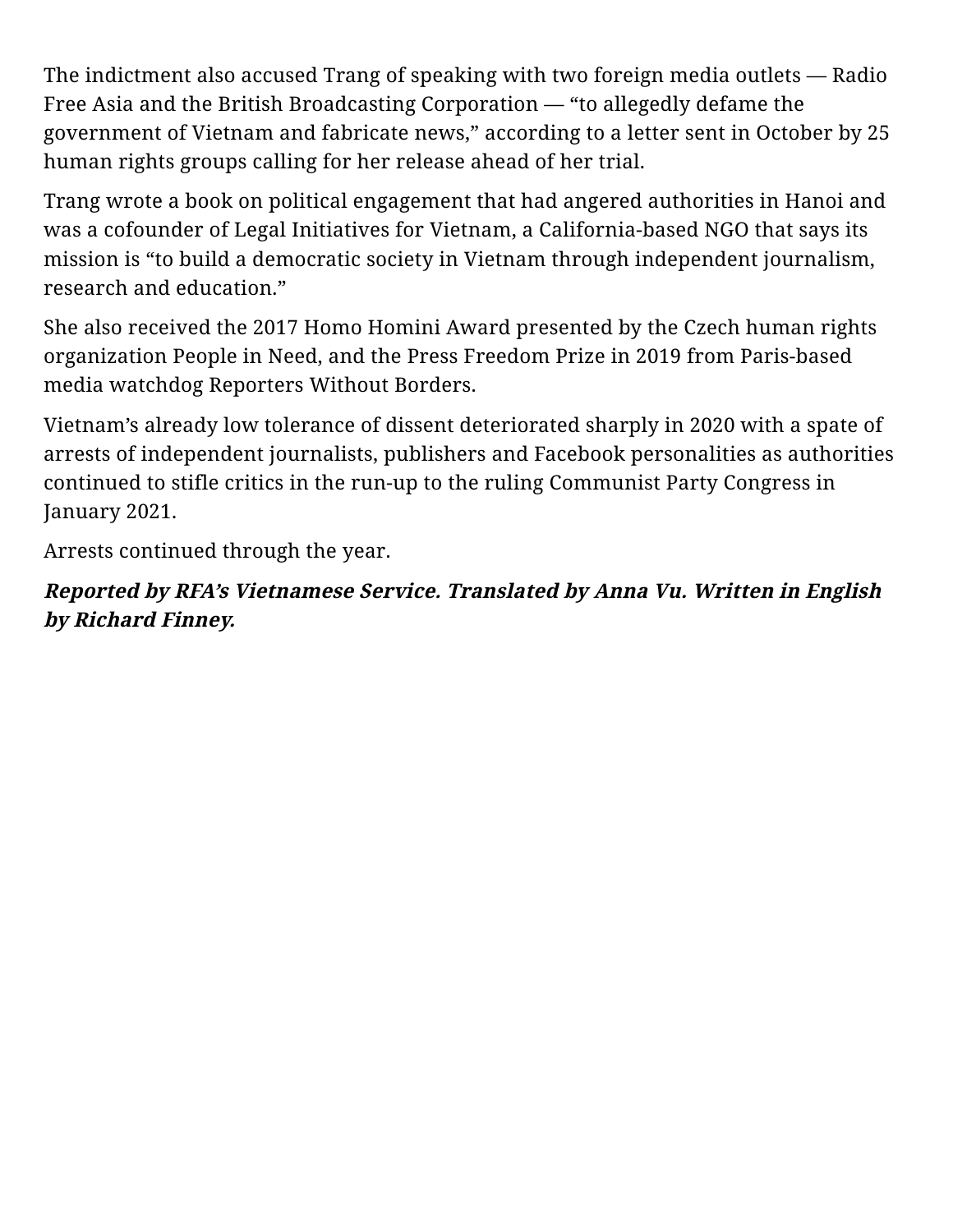The indictment also accused Trang of speaking with two foreign media outlets — Radio Free Asia and the British Broadcasting Corporation — "to allegedly defame the government of Vietnam and fabricate news," according to a letter sent in October by 25 human rights groups calling for her release ahead of her trial.

Trang wrote a book on political engagement that had angered authorities in Hanoi and was a cofounder of Legal Initiatives for Vietnam, a California-based NGO that says its mission is "to build a democratic society in Vietnam through independent journalism, research and education."

She also received the 2017 Homo Homini Award presented by the Czech human rights organization People in Need, and the Press Freedom Prize in 2019 from Paris-based media watchdog Reporters Without Borders.

Vietnam's already low tolerance of dissent deteriorated sharply in 2020 with a spate of arrests of independent journalists, publishers and Facebook personalities as authorities continued to stifle critics in the run-up to the ruling Communist Party Congress in January 2021.

Arrests continued through the year.

***Reported by RFA's Vietnamese Service. Translated by Anna Vu. Written in English by Richard Finney.***